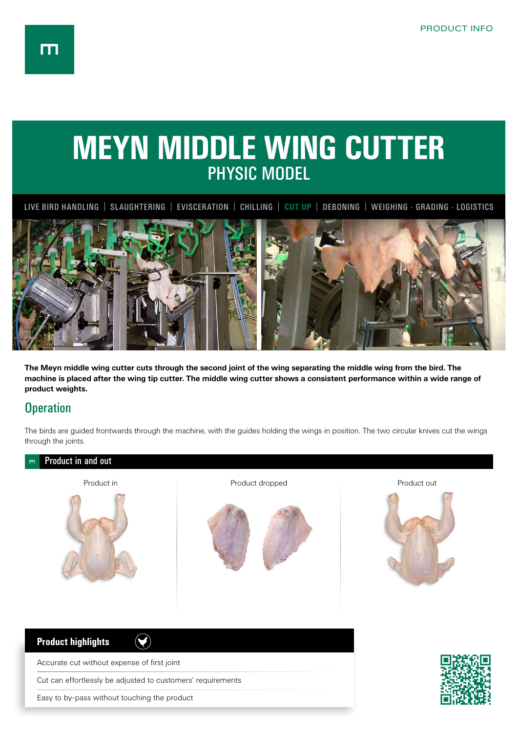PRODUCT INFO

# MEYN MIDDLE WING CUTTER
## PHYSIC MODEL

LIVE BIRD HANDLING | SLAUGHTERING | EVISCERATION | CHILLING | **CUT UP** | DEBONING | WEIGHING - GRADING - LOGISTICS

**The Meyn middle wing cutter cuts through the second joint of the wing separating the middle wing from the bird. The machine is placed after the wing tip cutter. The middle wing cutter shows a consistent performance within a wide range of product weights.**

## Operation

The birds are guided frontwards through the machine, with the guides holding the wings in position. The two circular knives cut the wings through the joints.

### Product in and out

Product in

Product dropped

Product out

### Product highlights

- Accurate cut without expense of first joint
- Cut can effortlessly be adjusted to customers' requirements
- Easy to by-pass without touching the product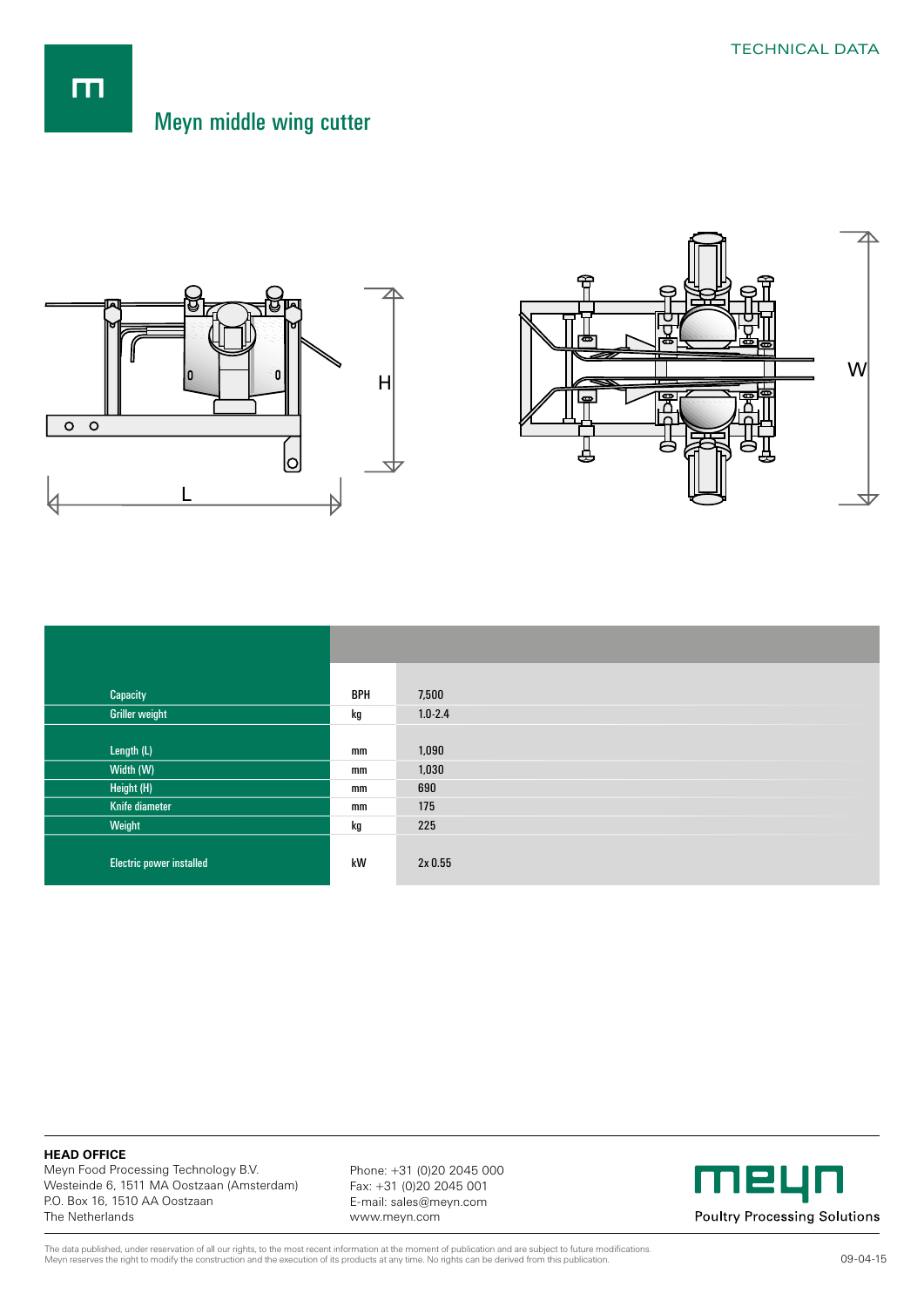TECHNICAL DATA

# Meyn middle wing cutter

L

H

W

| | | |
|---|---|---|
| Capacity | BPH | 7,500 |
| Griller weight | kg | 1.0-2.4 |
| Length (L) | mm | 1,090 |
| Width (W) | mm | 1,030 |
| Height (H) | mm | 690 |
| Knife diameter | mm | 175 |
| Weight | kg | 225 |
| Electric power installed | kW | 2x 0.55 |

**HEAD OFFICE**
Meyn Food Processing Technology B.V.
Westeinde 6, 1511 MA Oostzaan (Amsterdam)
P.O. Box 16, 1510 AA Oostzaan
The Netherlands

Phone: +31 (0)20 2045 000
Fax: +31 (0)20 2045 001
E-mail: sales@meyn.com
www.meyn.com

meyn
Poultry Processing Solutions

The data published, under reservation of all our rights, to the most recent information at the moment of publication and are subject to future modifications.
Meyn reserves the right to modify the construction and the execution of its products at any time. No rights can be derived from this publication.

09-04-15